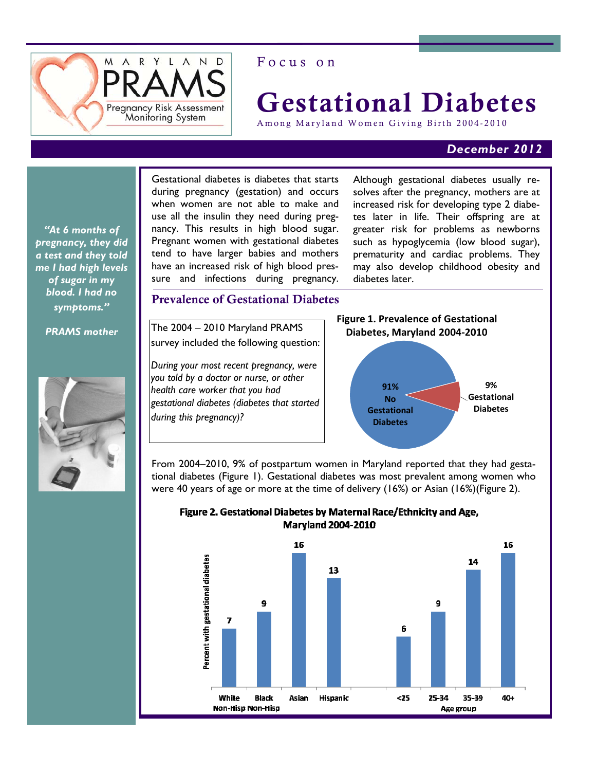Maryland PRAMS — Pregnancy Risk Assessment Monitoring System

Focus on

# Gestational Diabetes

Among Maryland Women Giving Birth 2004-2010

*December 2012*

> *"At 6 months of pregnancy, they did a test and they told me I had high levels of sugar in my blood. I had no symptoms."*
>
> *PRAMS mother*

Gestational diabetes is diabetes that starts during pregnancy (gestation) and occurs when women are not able to make and use all the insulin they need during pregnancy. This results in high blood sugar. Pregnant women with gestational diabetes tend to have larger babies and mothers have an increased risk of high blood pressure and infections during pregnancy.

Although gestational diabetes usually resolves after the pregnancy, mothers are at increased risk for developing type 2 diabetes later in life. Their offspring are at greater risk for problems as newborns such as hypoglycemia (low blood sugar), prematurity and cardiac problems. They may also develop childhood obesity and diabetes later.

## Prevalence of Gestational Diabetes

The 2004 – 2010 Maryland PRAMS survey included the following question:

*During your most recent pregnancy, were you told by a doctor or nurse, or other health care worker that you had gestational diabetes (diabetes that started during this pregnancy)?*

**Figure 1. Prevalence of Gestational Diabetes, Maryland 2004-2010**

| Status | Percent |
|---|---|
| No Gestational Diabetes | 91% |
| Gestational Diabetes | 9% |

From 2004–2010, 9% of postpartum women in Maryland reported that they had gestational diabetes (Figure 1). Gestational diabetes was most prevalent among women who were 40 years of age or more at the time of delivery (16%) or Asian (16%)(Figure 2).

**Figure 2. Gestational Diabetes by Maternal Race/Ethnicity and Age, Maryland 2004-2010**

| Group | Percent with gestational diabetes |
|---|---|
| White Non-Hisp | 7 |
| Black Non-Hisp | 9 |
| Asian | 16 |
| Hispanic | 13 |
| Age group <25 | 6 |
| Age group 25-34 | 9 |
| Age group 35-39 | 14 |
| Age group 40+ | 16 |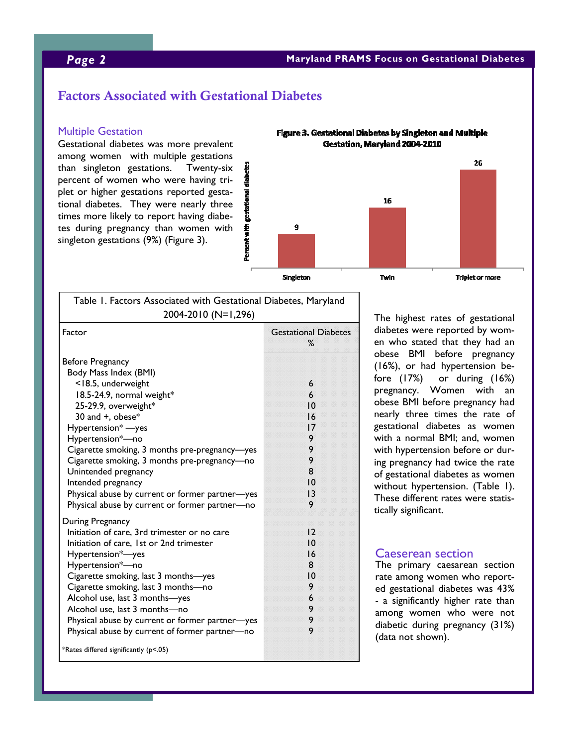## Factors Associated with Gestational Diabetes

### Multiple Gestation

Gestational diabetes was more prevalent among women with multiple gestations than singleton gestations. Twenty-six percent of women who were having triplet or higher gestations reported gestational diabetes. They were nearly three times more likely to report having diabetes during pregnancy than women with singleton gestations (9%) (Figure 3).

**Figure 3. Gestational Diabetes by Singleton and Multiple Gestation, Maryland 2004-2010**

| | Percent with gestational diabetes |
|---|---|
| Singleton | 9 |
| Twin | 16 |
| Triplet or more | 26 |

Table 1. Factors Associated with Gestational Diabetes, Maryland 2004-2010 (N=1,296)

| Factor | Gestational Diabetes % |
|---|---|
| **Before Pregnancy** | |
| Body Mass Index (BMI) | |
| <18.5, underweight | 6 |
| 18.5-24.9, normal weight* | 6 |
| 25-29.9, overweight* | 10 |
| 30 and +, obese* | 16 |
| Hypertension* —yes | 17 |
| Hypertension*—no | 9 |
| Cigarette smoking, 3 months pre-pregnancy—yes | 9 |
| Cigarette smoking, 3 months pre-pregnancy—no | 9 |
| Unintended pregnancy | 8 |
| Intended pregnancy | 10 |
| Physical abuse by current or former partner—yes | 13 |
| Physical abuse by current or former partner—no | 9 |
| **During Pregnancy** | |
| Initiation of care, 3rd trimester or no care | 12 |
| Initiation of care, 1st or 2nd trimester | 10 |
| Hypertension*—yes | 16 |
| Hypertension*—no | 8 |
| Cigarette smoking, last 3 months—yes | 10 |
| Cigarette smoking, last 3 months—no | 9 |
| Alcohol use, last 3 months—yes | 6 |
| Alcohol use, last 3 months—no | 9 |
| Physical abuse by current or former partner—yes | 9 |
| Physical abuse by current of former partner—no | 9 |

*Rates differed significantly ($p<.05$)

The highest rates of gestational diabetes were reported by women who stated that they had an obese BMI before pregnancy (16%), or had hypertension before (17%) or during (16%) pregnancy. Women with an obese BMI before pregnancy had nearly three times the rate of gestational diabetes as women with a normal BMI; and, women with hypertension before or during pregnancy had twice the rate of gestational diabetes as women without hypertension. (Table 1). These different rates were statistically significant.

### Caeserean section

The primary caesarean section rate among women who reported gestational diabetes was 43% - a significantly higher rate than among women who were not diabetic during pregnancy (31%) (data not shown).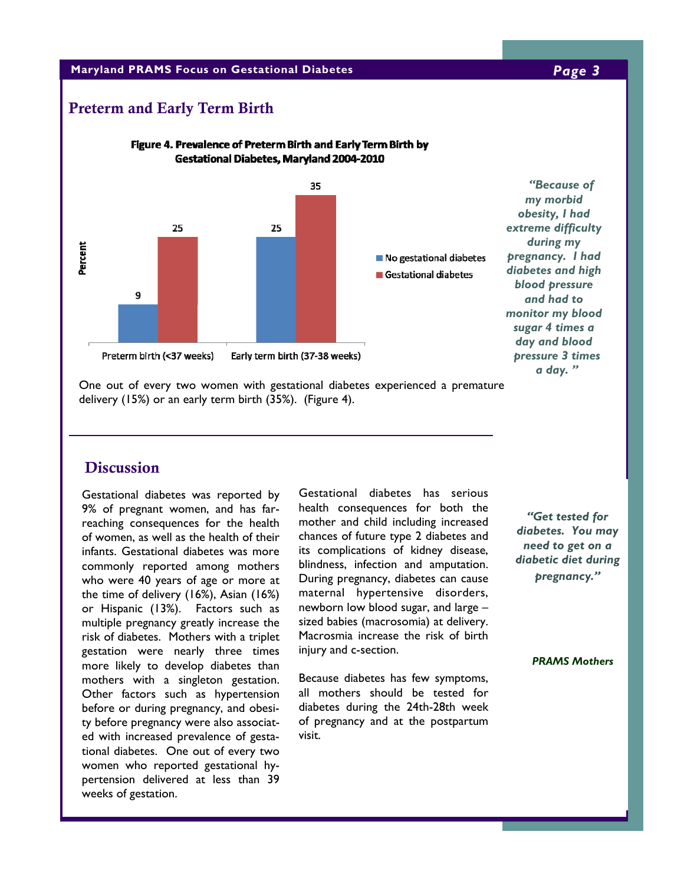## Preterm and Early Term Birth

**Figure 4. Prevalence of Preterm Birth and Early Term Birth by Gestational Diabetes, Maryland 2004-2010**

| | No gestational diabetes | Gestational diabetes |
|---|---|---|
| Preterm birth (<37 weeks) | 9 | 25 |
| Early term birth (37-38 weeks) | 25 | 35 |

*Percent*

One out of every two women with gestational diabetes experienced a premature delivery (15%) or an early term birth (35%). (Figure 4).

> ***"Because of my morbid obesity, I had extreme difficulty during my pregnancy. I had diabetes and high blood pressure and had to monitor my blood sugar 4 times a day and blood pressure 3 times a day."***

## Discussion

Gestational diabetes was reported by 9% of pregnant women, and has far-reaching consequences for the health of women, as well as the health of their infants. Gestational diabetes was more commonly reported among mothers who were 40 years of age or more at the time of delivery (16%), Asian (16%) or Hispanic (13%). Factors such as multiple pregnancy greatly increase the risk of diabetes. Mothers with a triplet gestation were nearly three times more likely to develop diabetes than mothers with a singleton gestation. Other factors such as hypertension before or during pregnancy, and obesity before pregnancy were also associated with increased prevalence of gestational diabetes. One out of every two women who reported gestational hypertension delivered at less than 39 weeks of gestation.

Gestational diabetes has serious health consequences for both the mother and child including increased chances of future type 2 diabetes and its complications of kidney disease, blindness, infection and amputation. During pregnancy, diabetes can cause maternal hypertensive disorders, newborn low blood sugar, and large –sized babies (macrosomia) at delivery. Macrosmia increase the risk of birth injury and c-section.

Because diabetes has few symptoms, all mothers should be tested for diabetes during the 24th-28th week of pregnancy and at the postpartum visit.

> ***"Get tested for diabetes. You may need to get on a diabetic diet during pregnancy."***
>
> ***PRAMS Mothers***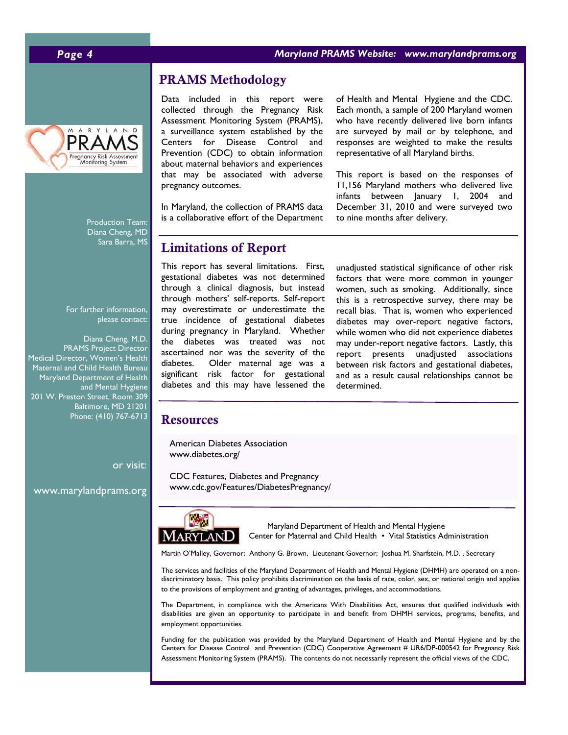## PRAMS Methodology

Data included in this report were collected through the Pregnancy Risk Assessment Monitoring System (PRAMS), a surveillance system established by the Centers for Disease Control and Prevention (CDC) to obtain information about maternal behaviors and experiences that may be associated with adverse pregnancy outcomes.

In Maryland, the collection of PRAMS data is a collaborative effort of the Department of Health and Mental Hygiene and the CDC. Each month, a sample of 200 Maryland women who have recently delivered live born infants are surveyed by mail or by telephone, and responses are weighted to make the results representative of all Maryland births.

This report is based on the responses of 11,156 Maryland mothers who delivered live infants between January 1, 2004 and December 31, 2010 and were surveyed two to nine months after delivery.

## Limitations of Report

This report has several limitations. First, gestational diabetes was not determined through a clinical diagnosis, but instead through mothers' self-reports. Self-report may overestimate or underestimate the true incidence of gestational diabetes during pregnancy in Maryland. Whether the diabetes was treated was not ascertained nor was the severity of the diabetes. Older maternal age was a significant risk factor for gestational diabetes and this may have lessened the unadjusted statistical significance of other risk factors that were more common in younger women, such as smoking. Additionally, since this is a retrospective survey, there may be recall bias. That is, women who experienced diabetes may over-report negative factors, while women who did not experience diabetes may under-report negative factors. Lastly, this report presents unadjusted associations between risk factors and gestational diabetes, and as a result causal relationships cannot be determined.

## Resources

American Diabetes Association
www.diabetes.org/

CDC Features, Diabetes and Pregnancy
www.cdc.gov/Features/DiabetesPregnancy/

Production Team:
Diana Cheng, MD
Sara Barra, MS

For further information, please contact:

Diana Cheng, M.D.
PRAMS Project Director
Medical Director, Women's Health
Maternal and Child Health Bureau
Maryland Department of Health and Mental Hygiene
201 W. Preston Street, Room 309
Baltimore, MD 21201
Phone: (410) 767-6713

or visit:

www.marylandprams.org

Maryland Department of Health and Mental Hygiene
Center for Maternal and Child Health • Vital Statistics Administration

Martin O'Malley, Governor; Anthony G. Brown, Lieutenant Governor; Joshua M. Sharfstein, M.D. , Secretary

The services and facilities of the Maryland Department of Health and Mental Hygiene (DHMH) are operated on a non-discrimination basis. This policy prohibits discrimination on the basis of race, color, sex, or national origin and applies to the provisions of employment and granting of advantages, privileges, and accommodations.

The Department, in compliance with the Americans With Disabilities Act, ensures that qualified individuals with disabilities are given an opportunity to participate in and benefit from DHMH services, programs, benefits, and employment opportunities.

Funding for the publication was provided by the Maryland Department of Health and Mental Hygiene and by the Centers for Disease Control and Prevention (CDC) Cooperative Agreement # UR6/DP-000542 for Pregnancy Risk Assessment Monitoring System (PRAMS). The contents do not necessarily represent the official views of the CDC.